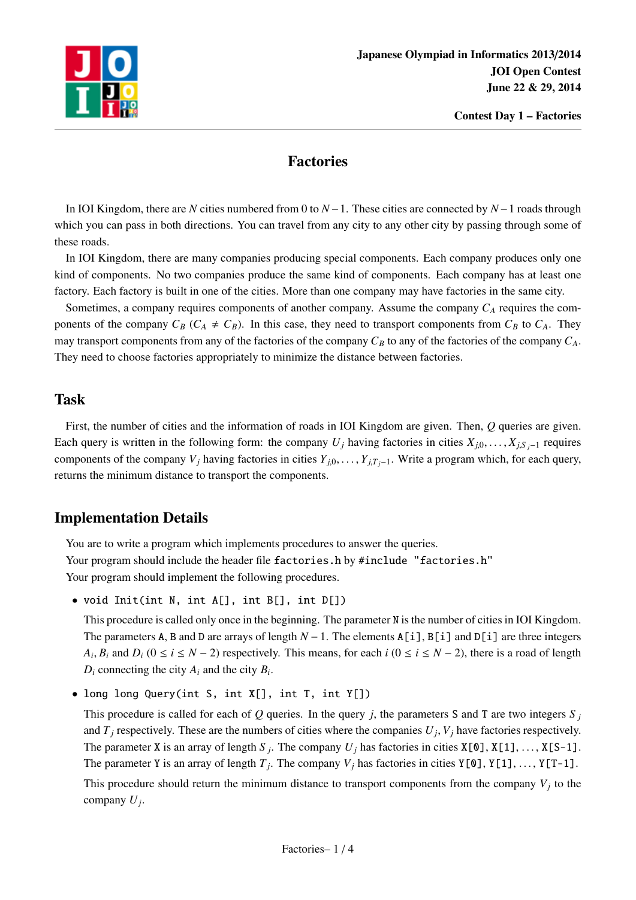Japanese Olympiad in Informatics 2013/2014
JOI Open Contest
June 22 & 29, 2014

Contest Day 1 – Factories

# Factories

In IOI Kingdom, there are $N$ cities numbered from 0 to $N-1$. These cities are connected by $N-1$ roads through which you can pass in both directions. You can travel from any city to any other city by passing through some of these roads.

In IOI Kingdom, there are many companies producing special components. Each company produces only one kind of components. No two companies produce the same kind of components. Each company has at least one factory. Each factory is built in one of the cities. More than one company may have factories in the same city.

Sometimes, a company requires components of another company. Assume the company $C_A$ requires the components of the company $C_B$ ($C_A \neq C_B$). In this case, they need to transport components from $C_B$ to $C_A$. They may transport components from any of the factories of the company $C_B$ to any of the factories of the company $C_A$. They need to choose factories appropriately to minimize the distance between factories.

## Task

First, the number of cities and the information of roads in IOI Kingdom are given. Then, $Q$ queries are given. Each query is written in the following form: the company $U_j$ having factories in cities $X_{j,0}, \ldots, X_{j,S_j-1}$ requires components of the company $V_j$ having factories in cities $Y_{j,0}, \ldots, Y_{j,T_j-1}$. Write a program which, for each query, returns the minimum distance to transport the components.

## Implementation Details

You are to write a program which implements procedures to answer the queries.
Your program should include the header file `factories.h` by `#include "factories.h"`
Your program should implement the following procedures.

- `void Init(int N, int A[], int B[], int D[])`

  This procedure is called only once in the beginning. The parameter `N` is the number of cities in IOI Kingdom. The parameters `A`, `B` and `D` are arrays of length $N-1$. The elements `A[i]`, `B[i]` and `D[i]` are three integers $A_i$, $B_i$ and $D_i$ ($0 \leq i \leq N-2$) respectively. This means, for each $i$ ($0 \leq i \leq N-2$), there is a road of length $D_i$ connecting the city $A_i$ and the city $B_i$.

- `long long Query(int S, int X[], int T, int Y[])`

  This procedure is called for each of $Q$ queries. In the query $j$, the parameters `S` and `T` are two integers $S_j$ and $T_j$ respectively. These are the numbers of cities where the companies $U_j$, $V_j$ have factories respectively. The parameter `X` is an array of length $S_j$. The company $U_j$ has factories in cities `X[0]`, `X[1]`, ..., `X[S-1]`. The parameter `Y` is an array of length $T_j$. The company $V_j$ has factories in cities `Y[0]`, `Y[1]`, ..., `Y[T-1]`.

  This procedure should return the minimum distance to transport components from the company $V_j$ to the company $U_j$.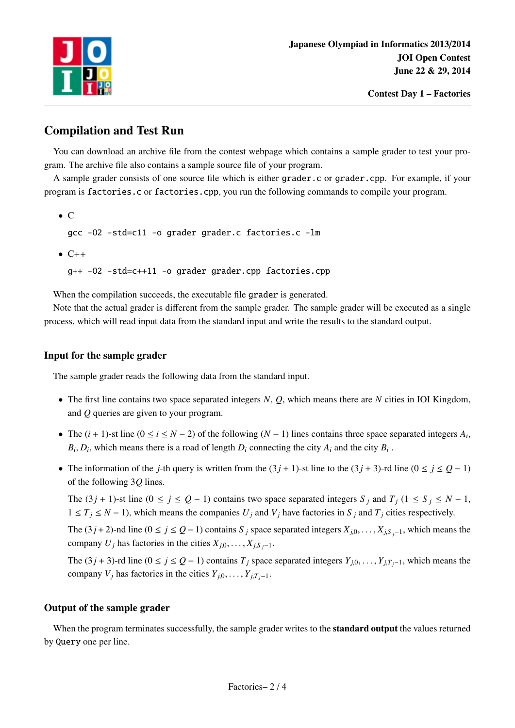## Compilation and Test Run

You can download an archive file from the contest webpage which contains a sample grader to test your program. The archive file also contains a sample source file of your program.

A sample grader consists of one source file which is either `grader.c` or `grader.cpp`. For example, if your program is `factories.c` or `factories.cpp`, you run the following commands to compile your program.

- C

```
gcc -O2 -std=c11 -o grader grader.c factories.c -lm
```

- C++

```
g++ -O2 -std=c++11 -o grader grader.cpp factories.cpp
```

When the compilation succeeds, the executable file `grader` is generated.

Note that the actual grader is different from the sample grader. The sample grader will be executed as a single process, which will read input data from the standard input and write the results to the standard output.

### Input for the sample grader

The sample grader reads the following data from the standard input.

- The first line contains two space separated integers $N$, $Q$, which means there are $N$ cities in IOI Kingdom, and $Q$ queries are given to your program.
- The $(i+1)$-st line $(0 \leq i \leq N-2)$ of the following $(N-1)$ lines contains three space separated integers $A_i$, $B_i$, $D_i$, which means there is a road of length $D_i$ connecting the city $A_i$ and the city $B_i$ .
- The information of the $j$-th query is written from the $(3j+1)$-st line to the $(3j+3)$-rd line $(0 \leq j \leq Q-1)$ of the following $3Q$ lines.

  The $(3j+1)$-st line $(0 \leq j \leq Q-1)$ contains two space separated integers $S_j$ and $T_j$ $(1 \leq S_j \leq N-1$, $1 \leq T_j \leq N-1)$, which means the companies $U_j$ and $V_j$ have factories in $S_j$ and $T_j$ cities respectively.

  The $(3j+2)$-nd line $(0 \leq j \leq Q-1)$ contains $S_j$ space separated integers $X_{j,0}, \ldots, X_{j,S_j-1}$, which means the company $U_j$ has factories in the cities $X_{j,0}, \ldots, X_{j,S_j-1}$.

  The $(3j+3)$-rd line $(0 \leq j \leq Q-1)$ contains $T_j$ space separated integers $Y_{j,0}, \ldots, Y_{j,T_j-1}$, which means the company $V_j$ has factories in the cities $Y_{j,0}, \ldots, Y_{j,T_j-1}$.

### Output of the sample grader

When the program terminates successfully, the sample grader writes to the **standard output** the values returned by `Query` one per line.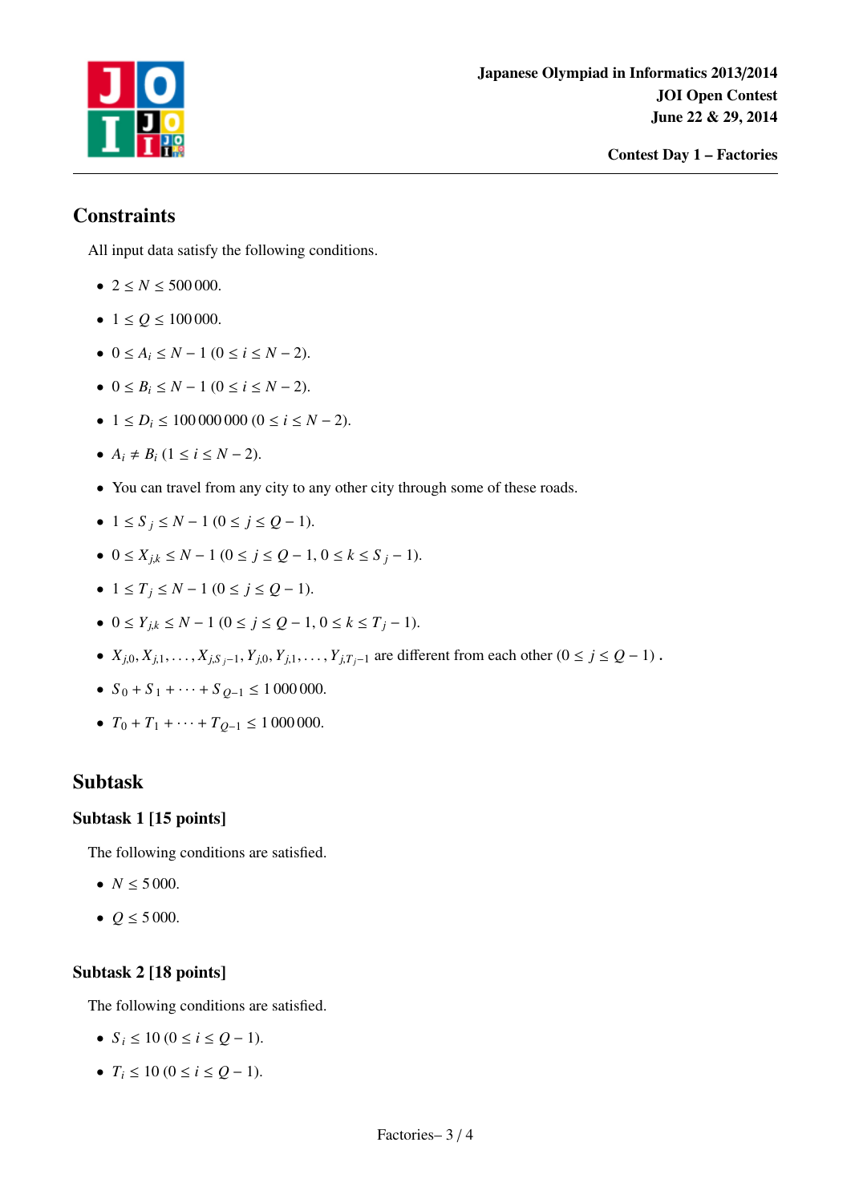## Constraints

All input data satisfy the following conditions.

- $2 \leq N \leq 500\,000$.
- $1 \leq Q \leq 100\,000$.
- $0 \leq A_i \leq N-1$ $(0 \leq i \leq N-2)$.
- $0 \leq B_i \leq N-1$ $(0 \leq i \leq N-2)$.
- $1 \leq D_i \leq 100\,000\,000$ $(0 \leq i \leq N-2)$.
- $A_i \neq B_i$ $(1 \leq i \leq N-2)$.
- You can travel from any city to any other city through some of these roads.
- $1 \leq S_j \leq N-1$ $(0 \leq j \leq Q-1)$.
- $0 \leq X_{j,k} \leq N-1$ $(0 \leq j \leq Q-1, 0 \leq k \leq S_j - 1)$.
- $1 \leq T_j \leq N-1$ $(0 \leq j \leq Q-1)$.
- $0 \leq Y_{j,k} \leq N-1$ $(0 \leq j \leq Q-1, 0 \leq k \leq T_j - 1)$.
- $X_{j,0}, X_{j,1}, \ldots, X_{j,S_j-1}, Y_{j,0}, Y_{j,1}, \ldots, Y_{j,T_j-1}$ are different from each other $(0 \leq j \leq Q-1)$ .
- $S_0 + S_1 + \cdots + S_{Q-1} \leq 1\,000\,000$.
- $T_0 + T_1 + \cdots + T_{Q-1} \leq 1\,000\,000$.

## Subtask

### Subtask 1 [15 points]

The following conditions are satisfied.

- $N \leq 5\,000$.
- $Q \leq 5\,000$.

### Subtask 2 [18 points]

The following conditions are satisfied.

- $S_i \leq 10$ $(0 \leq i \leq Q-1)$.
- $T_i \leq 10$ $(0 \leq i \leq Q-1)$.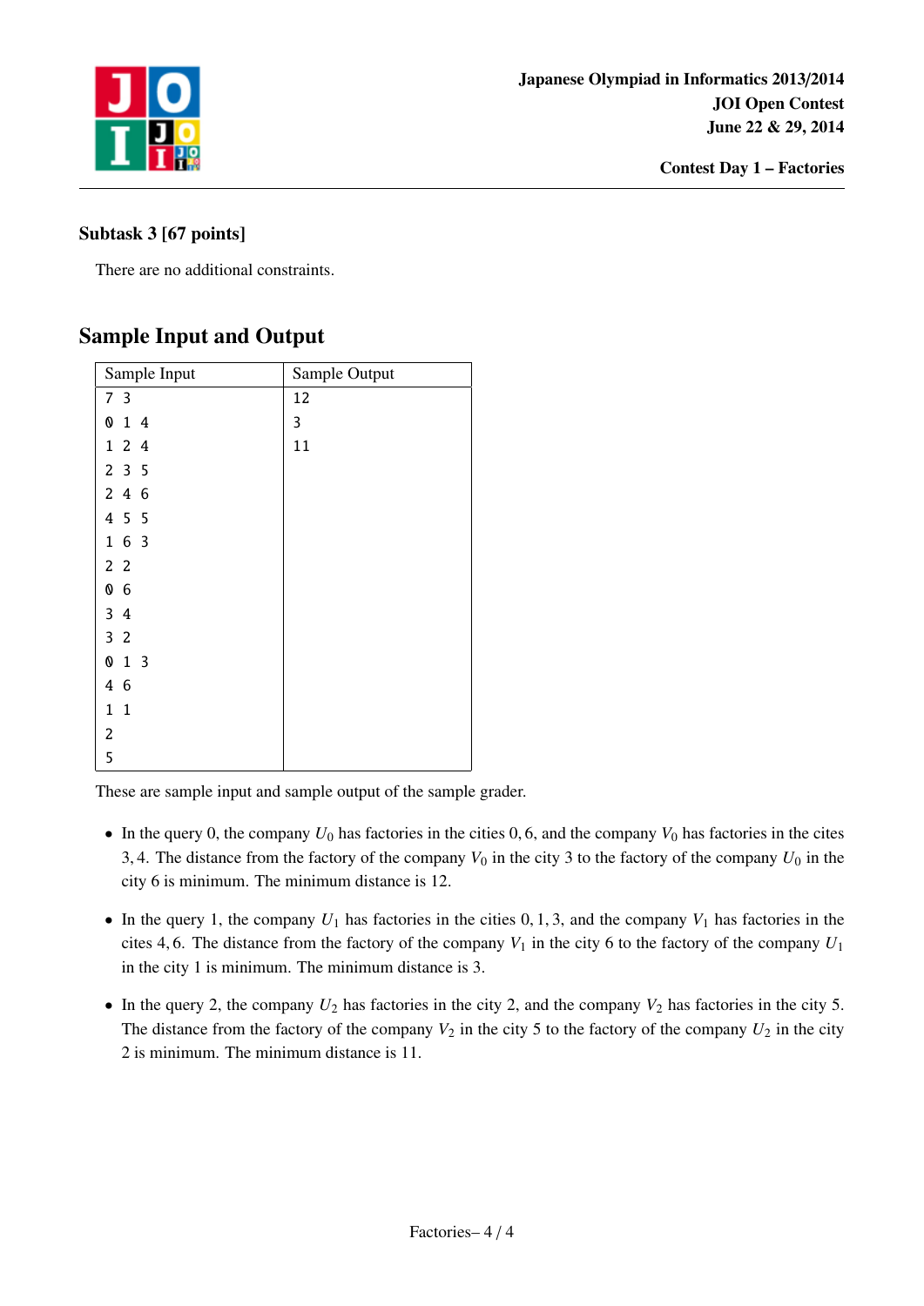### Subtask 3 [67 points]

There are no additional constraints.

## Sample Input and Output

| Sample Input | Sample Output |
|---|---|
| 7 3 | 12 |
| 0 1 4 | 3 |
| 1 2 4 | 11 |
| 2 3 5 | |
| 2 4 6 | |
| 4 5 5 | |
| 1 6 3 | |
| 2 2 | |
| 0 6 | |
| 3 4 | |
| 3 2 | |
| 0 1 3 | |
| 4 6 | |
| 1 1 | |
| 2 | |
| 5 | |

These are sample input and sample output of the sample grader.

- In the query 0, the company $U_0$ has factories in the cities $0, 6$, and the company $V_0$ has factories in the cites $3, 4$. The distance from the factory of the company $V_0$ in the city 3 to the factory of the company $U_0$ in the city 6 is minimum. The minimum distance is 12.
- In the query 1, the company $U_1$ has factories in the cities $0, 1, 3$, and the company $V_1$ has factories in the cites $4, 6$. The distance from the factory of the company $V_1$ in the city 6 to the factory of the company $U_1$ in the city 1 is minimum. The minimum distance is 3.
- In the query 2, the company $U_2$ has factories in the city 2, and the company $V_2$ has factories in the city 5. The distance from the factory of the company $V_2$ in the city 5 to the factory of the company $U_2$ in the city 2 is minimum. The minimum distance is 11.